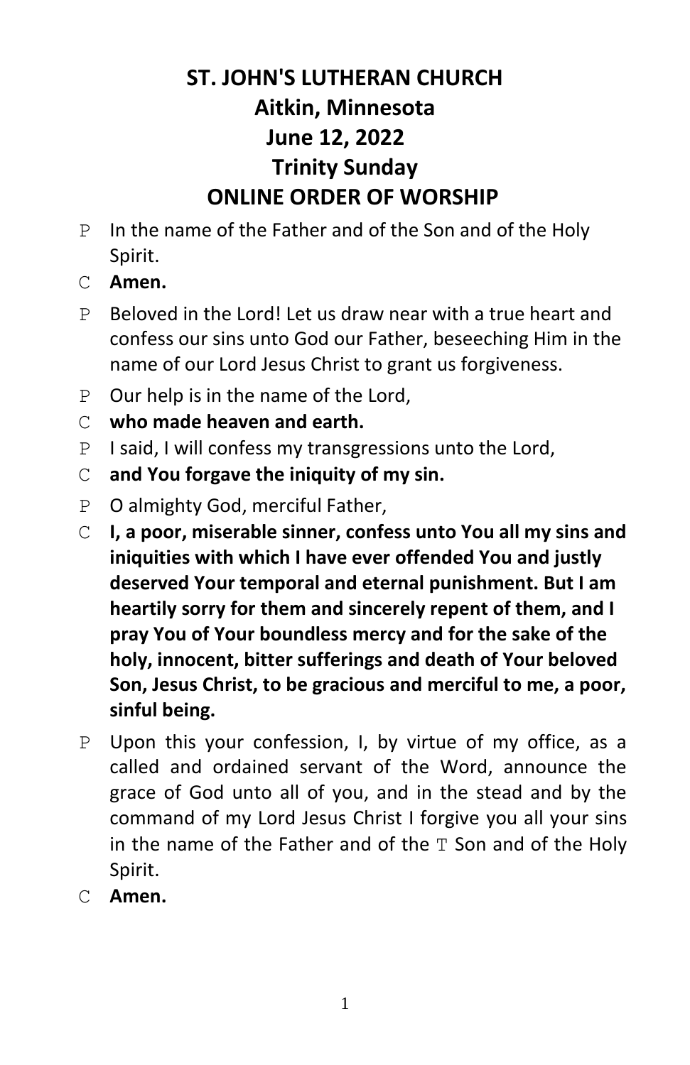# ST. JOHN'S LUTHERAN CHURCH
# Aitkin, Minnesota
# June 12, 2022
# Trinity Sunday
# ONLINE ORDER OF WORSHIP

P In the name of the Father and of the Son and of the Holy Spirit.

C **Amen.**

P Beloved in the Lord! Let us draw near with a true heart and confess our sins unto God our Father, beseeching Him in the name of our Lord Jesus Christ to grant us forgiveness.

P Our help is in the name of the Lord,

C **who made heaven and earth.**

P I said, I will confess my transgressions unto the Lord,

C **and You forgave the iniquity of my sin.**

P O almighty God, merciful Father,

C **I, a poor, miserable sinner, confess unto You all my sins and iniquities with which I have ever offended You and justly deserved Your temporal and eternal punishment. But I am heartily sorry for them and sincerely repent of them, and I pray You of Your boundless mercy and for the sake of the holy, innocent, bitter sufferings and death of Your beloved Son, Jesus Christ, to be gracious and merciful to me, a poor, sinful being.**

P Upon this your confession, I, by virtue of my office, as a called and ordained servant of the Word, announce the grace of God unto all of you, and in the stead and by the command of my Lord Jesus Christ I forgive you all your sins in the name of the Father and of the T Son and of the Holy Spirit.

C **Amen.**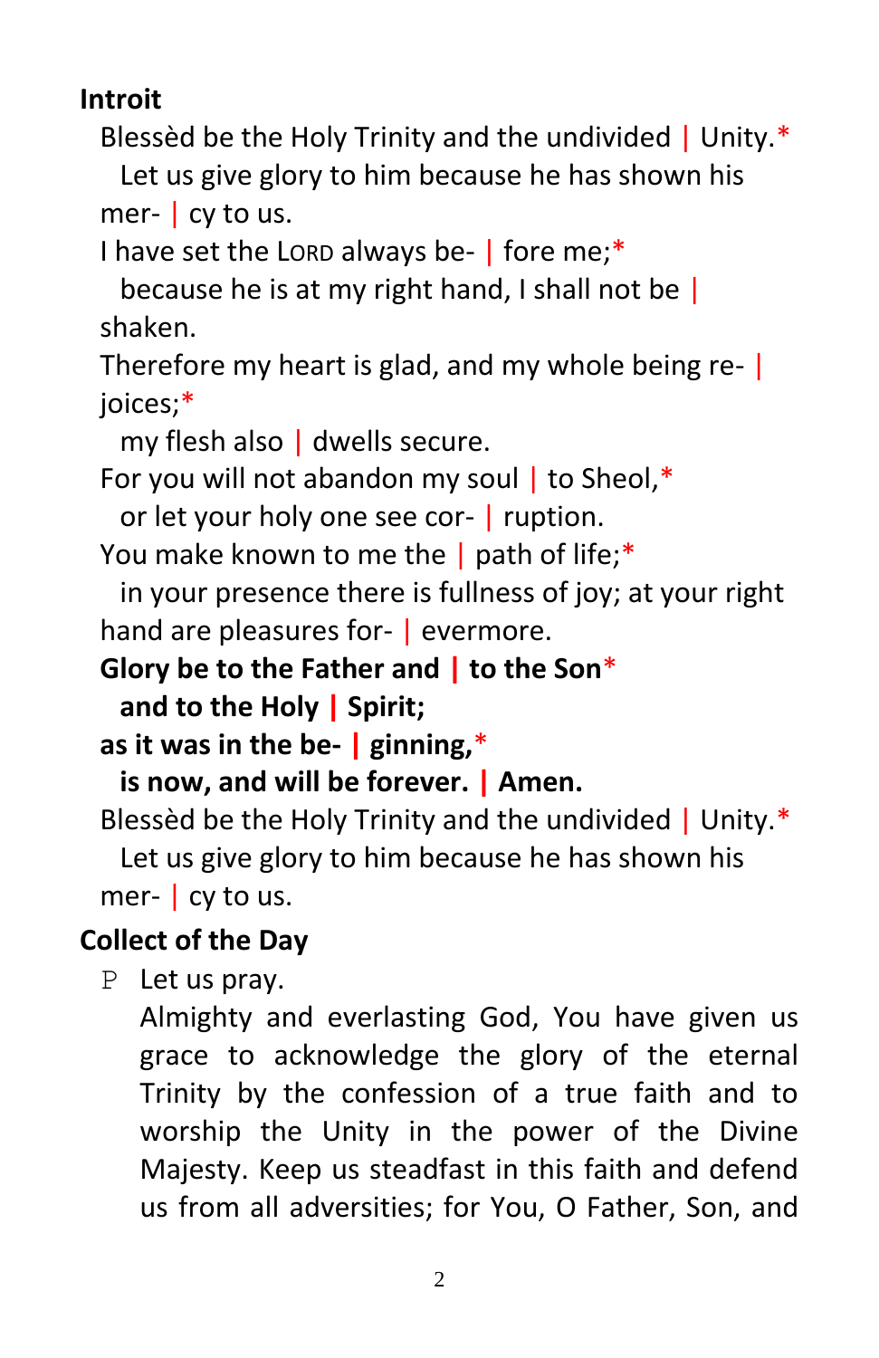**Introit**

Blessèd be the Holy Trinity and the undivided | Unity.*
  Let us give glory to him because he has shown his mer- | cy to us.
I have set the LORD always be- | fore me;*
  because he is at my right hand, I shall not be | shaken.
Therefore my heart is glad, and my whole being re- | joices;*
  my flesh also | dwells secure.
For you will not abandon my soul | to Sheol,*
  or let your holy one see cor- | ruption.
You make known to me the | path of life;*
  in your presence there is fullness of joy; at your right hand are pleasures for- | evermore.
**Glory be to the Father and | to the Son***
  **and to the Holy | Spirit;**
**as it was in the be- | ginning,***
  **is now, and will be forever. | Amen.**
Blessèd be the Holy Trinity and the undivided | Unity.*
  Let us give glory to him because he has shown his mer- | cy to us.

**Collect of the Day**

P Let us pray.
Almighty and everlasting God, You have given us grace to acknowledge the glory of the eternal Trinity by the confession of a true faith and to worship the Unity in the power of the Divine Majesty. Keep us steadfast in this faith and defend us from all adversities; for You, O Father, Son, and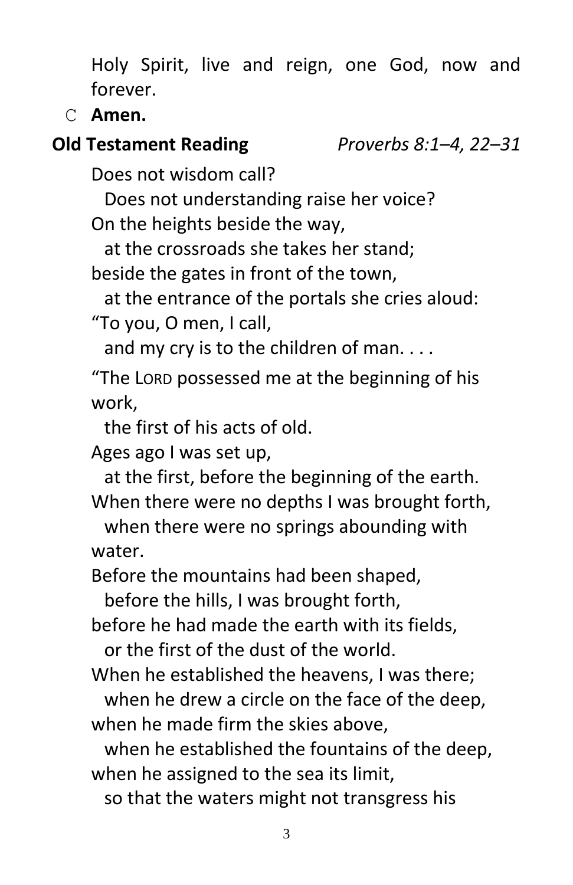Holy Spirit, live and reign, one God, now and forever.

C **Amen.**

**Old Testament Reading** *Proverbs 8:1–4, 22–31*

Does not wisdom call?
  Does not understanding raise her voice?
On the heights beside the way,
  at the crossroads she takes her stand;
beside the gates in front of the town,
  at the entrance of the portals she cries aloud:
"To you, O men, I call,
  and my cry is to the children of man. . . .

"The LORD possessed me at the beginning of his work,
  the first of his acts of old.
Ages ago I was set up,
  at the first, before the beginning of the earth.
When there were no depths I was brought forth,
  when there were no springs abounding with water.
Before the mountains had been shaped,
  before the hills, I was brought forth,
before he had made the earth with its fields,
  or the first of the dust of the world.
When he established the heavens, I was there;
  when he drew a circle on the face of the deep,
when he made firm the skies above,
  when he established the fountains of the deep,
when he assigned to the sea its limit,
  so that the waters might not transgress his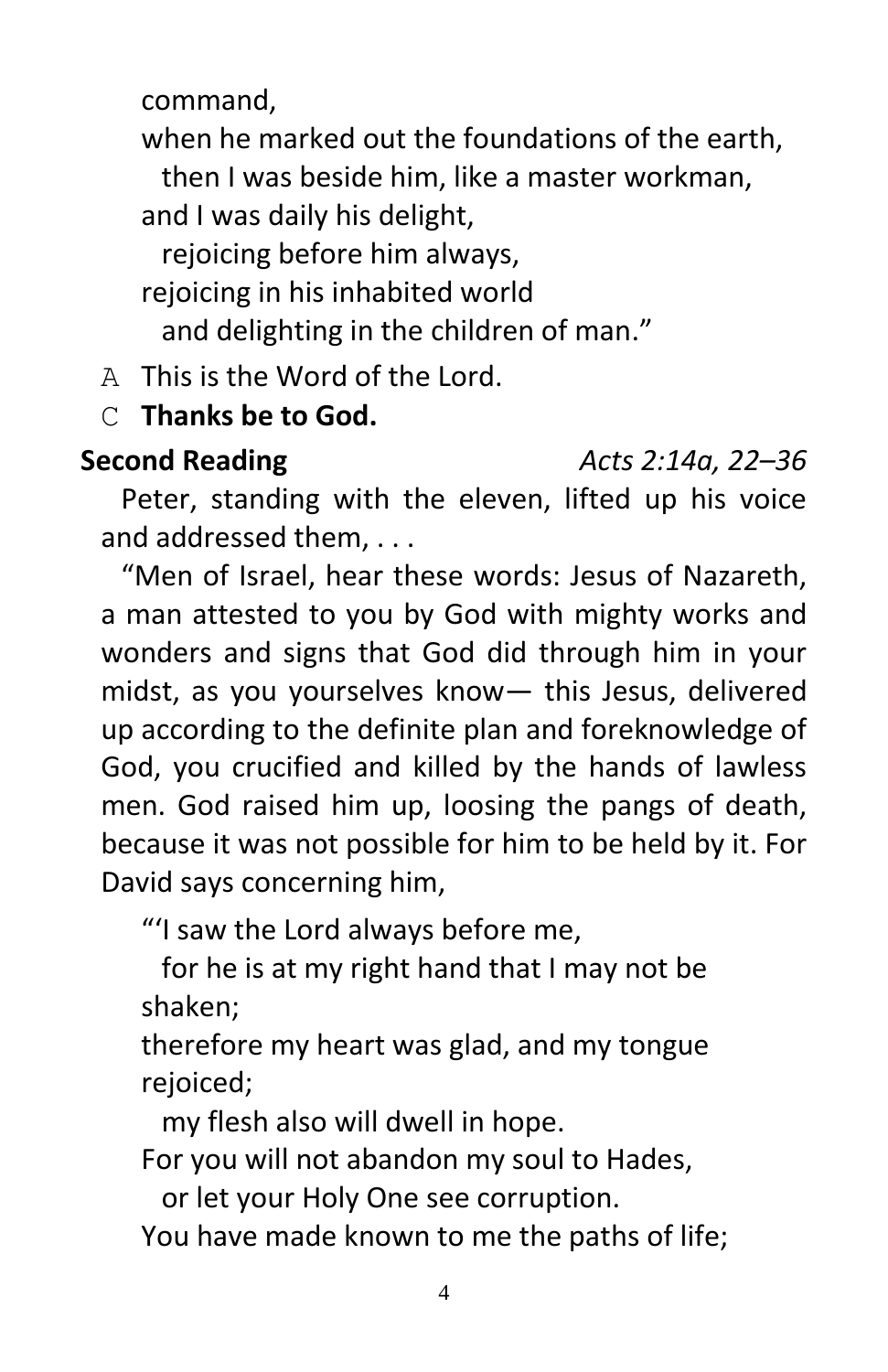command,
when he marked out the foundations of the earth,
  then I was beside him, like a master workman,
and I was daily his delight,
  rejoicing before him always,
rejoicing in his inhabited world
  and delighting in the children of man."

A This is the Word of the Lord.

C **Thanks be to God.**

**Second Reading** *Acts 2:14a, 22–36*

Peter, standing with the eleven, lifted up his voice and addressed them, . . .

"Men of Israel, hear these words: Jesus of Nazareth, a man attested to you by God with mighty works and wonders and signs that God did through him in your midst, as you yourselves know— this Jesus, delivered up according to the definite plan and foreknowledge of God, you crucified and killed by the hands of lawless men. God raised him up, loosing the pangs of death, because it was not possible for him to be held by it. For David says concerning him,

"'I saw the Lord always before me,
  for he is at my right hand that I may not be shaken;
therefore my heart was glad, and my tongue rejoiced;
  my flesh also will dwell in hope.
For you will not abandon my soul to Hades,
  or let your Holy One see corruption.
You have made known to me the paths of life;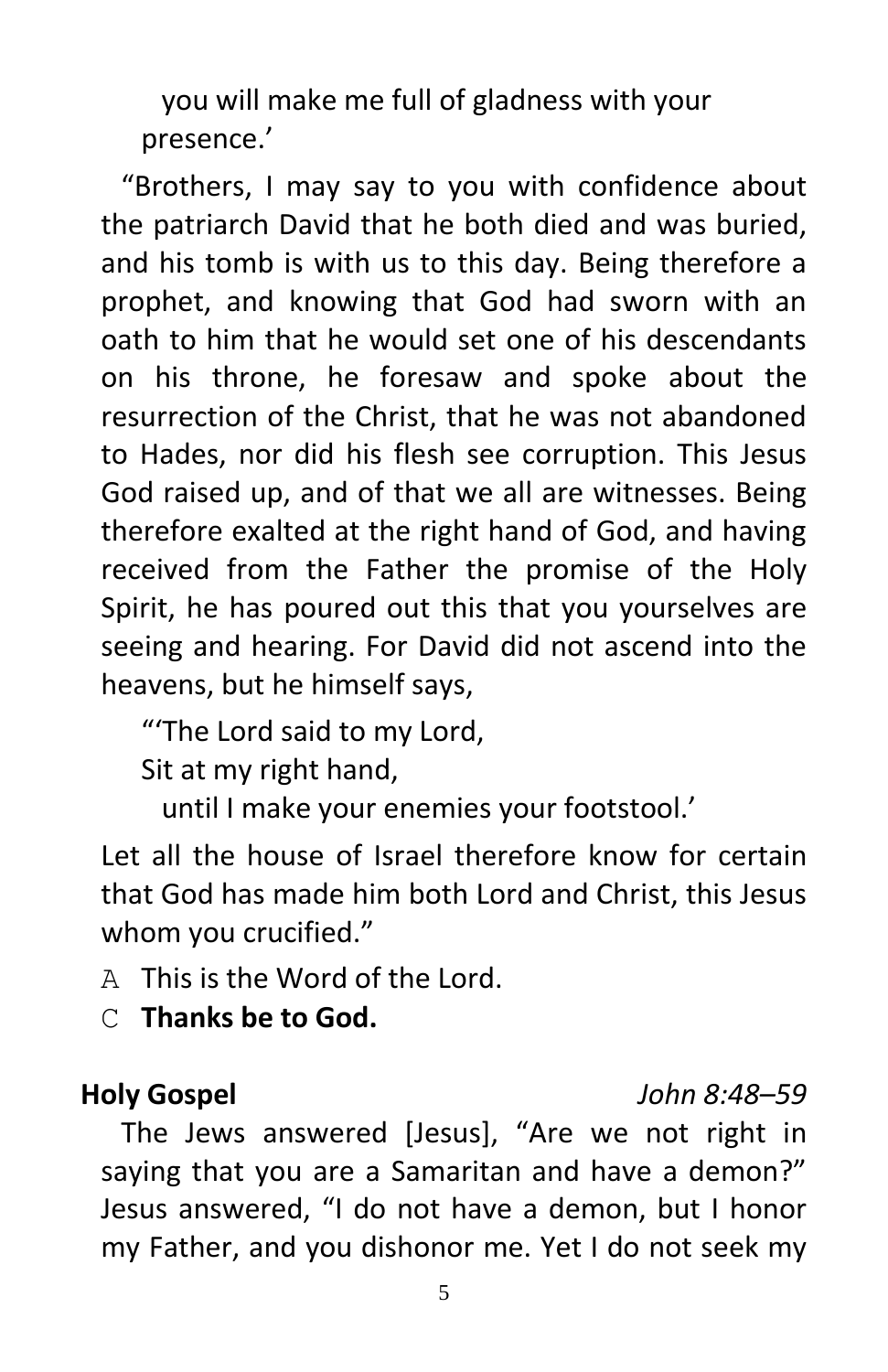you will make me full of gladness with your presence.'

"Brothers, I may say to you with confidence about the patriarch David that he both died and was buried, and his tomb is with us to this day. Being therefore a prophet, and knowing that God had sworn with an oath to him that he would set one of his descendants on his throne, he foresaw and spoke about the resurrection of the Christ, that he was not abandoned to Hades, nor did his flesh see corruption. This Jesus God raised up, and of that we all are witnesses. Being therefore exalted at the right hand of God, and having received from the Father the promise of the Holy Spirit, he has poured out this that you yourselves are seeing and hearing. For David did not ascend into the heavens, but he himself says,

"'The Lord said to my Lord,
Sit at my right hand,
until I make your enemies your footstool.'

Let all the house of Israel therefore know for certain that God has made him both Lord and Christ, this Jesus whom you crucified."

A This is the Word of the Lord.

C **Thanks be to God.**

**Holy Gospel** *John 8:48–59*

The Jews answered [Jesus], "Are we not right in saying that you are a Samaritan and have a demon?" Jesus answered, "I do not have a demon, but I honor my Father, and you dishonor me. Yet I do not seek my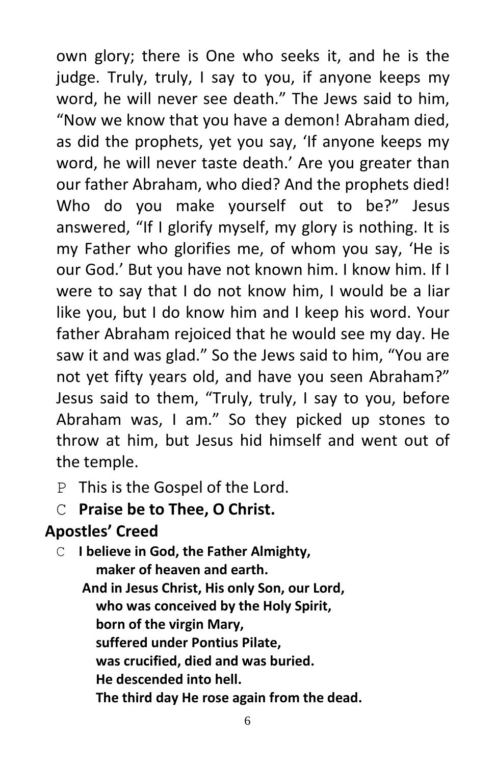own glory; there is One who seeks it, and he is the judge. Truly, truly, I say to you, if anyone keeps my word, he will never see death." The Jews said to him, "Now we know that you have a demon! Abraham died, as did the prophets, yet you say, 'If anyone keeps my word, he will never taste death.' Are you greater than our father Abraham, who died? And the prophets died! Who do you make yourself out to be?" Jesus answered, "If I glorify myself, my glory is nothing. It is my Father who glorifies me, of whom you say, 'He is our God.' But you have not known him. I know him. If I were to say that I do not know him, I would be a liar like you, but I do know him and I keep his word. Your father Abraham rejoiced that he would see my day. He saw it and was glad." So the Jews said to him, "You are not yet fifty years old, and have you seen Abraham?" Jesus said to them, "Truly, truly, I say to you, before Abraham was, I am." So they picked up stones to throw at him, but Jesus hid himself and went out of the temple.

P This is the Gospel of the Lord.

C **Praise be to Thee, O Christ.**

## Apostles' Creed

C **I believe in God, the Father Almighty,**
**maker of heaven and earth.**
**And in Jesus Christ, His only Son, our Lord,**
**who was conceived by the Holy Spirit,**
**born of the virgin Mary,**
**suffered under Pontius Pilate,**
**was crucified, died and was buried.**
**He descended into hell.**
**The third day He rose again from the dead.**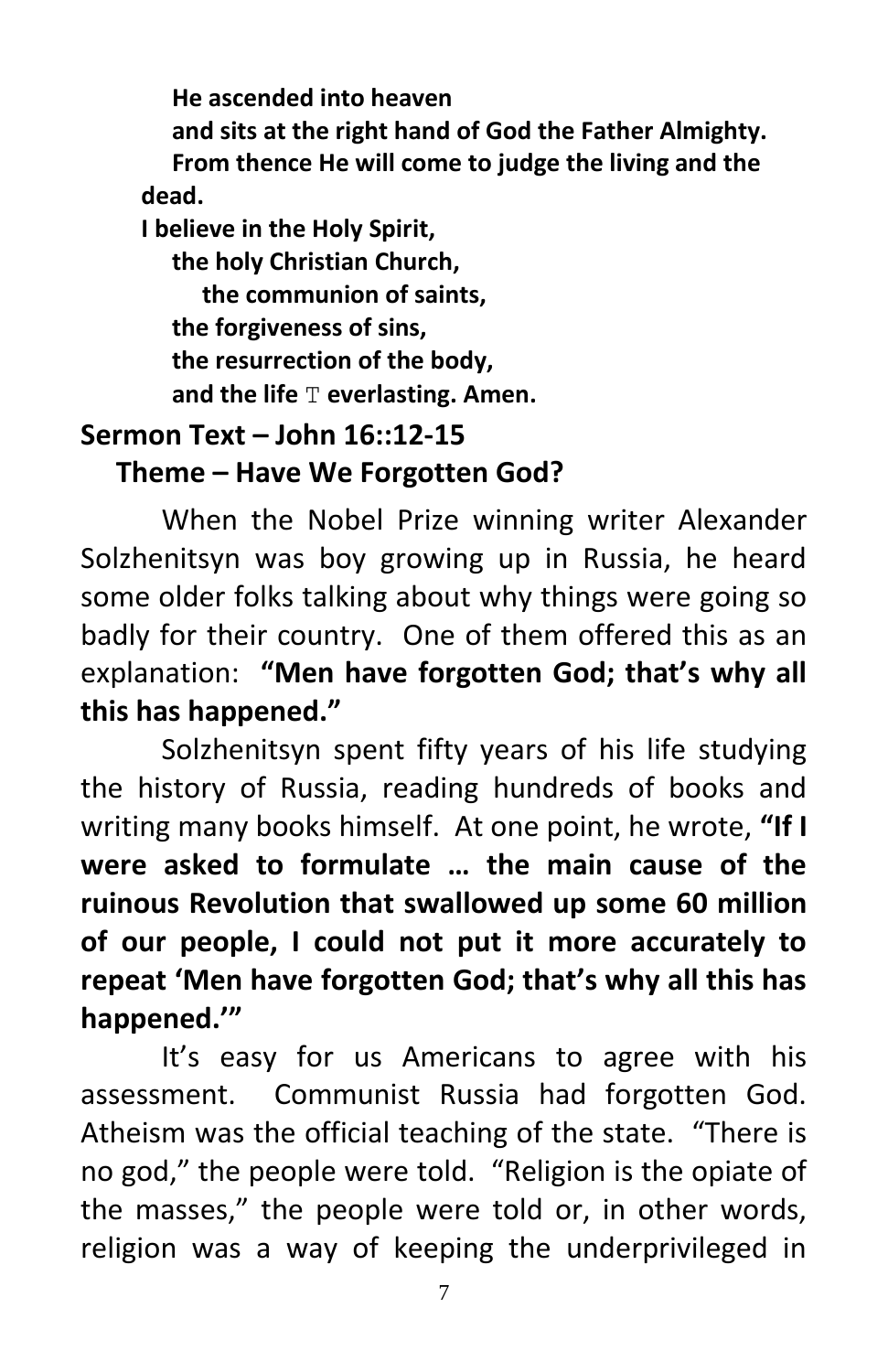**He ascended into heaven**
**and sits at the right hand of God the Father Almighty.**
**From thence He will come to judge the living and the dead.**
**I believe in the Holy Spirit,**
**the holy Christian Church,**
**the communion of saints,**
**the forgiveness of sins,**
**the resurrection of the body,**
**and the life T everlasting. Amen.**

**Sermon Text – John 16::12-15**

**Theme – Have We Forgotten God?**

When the Nobel Prize winning writer Alexander Solzhenitsyn was boy growing up in Russia, he heard some older folks talking about why things were going so badly for their country. One of them offered this as an explanation: **"Men have forgotten God; that's why all this has happened."**

Solzhenitsyn spent fifty years of his life studying the history of Russia, reading hundreds of books and writing many books himself. At one point, he wrote, **"If I were asked to formulate … the main cause of the ruinous Revolution that swallowed up some 60 million of our people, I could not put it more accurately to repeat 'Men have forgotten God; that's why all this has happened.'"**

It's easy for us Americans to agree with his assessment. Communist Russia had forgotten God. Atheism was the official teaching of the state. "There is no god," the people were told. "Religion is the opiate of the masses," the people were told or, in other words, religion was a way of keeping the underprivileged in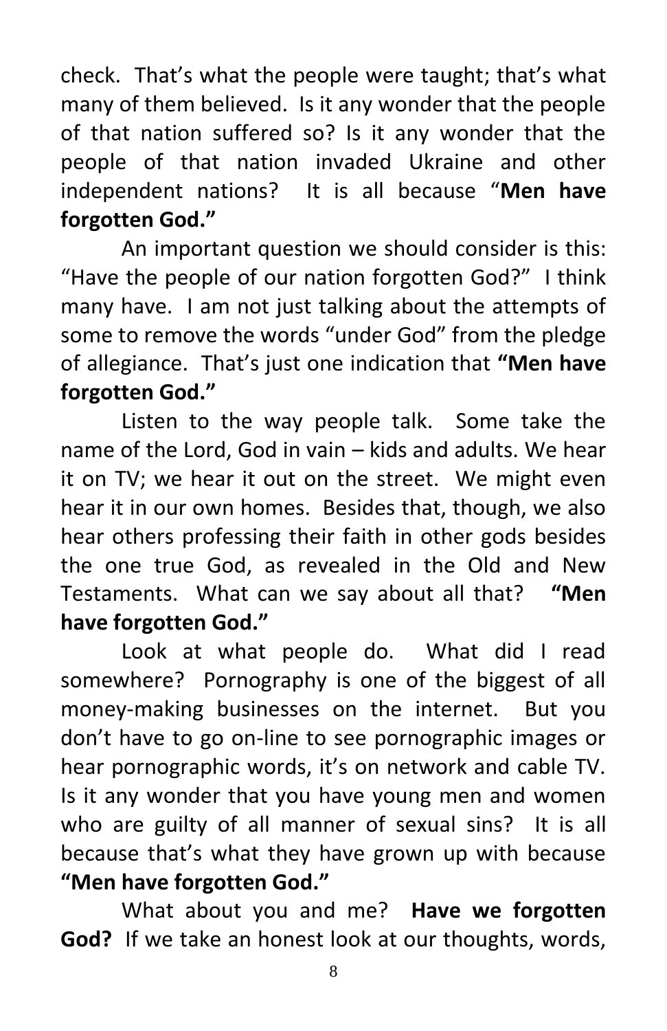check. That's what the people were taught; that's what many of them believed. Is it any wonder that the people of that nation suffered so? Is it any wonder that the people of that nation invaded Ukraine and other independent nations? It is all because "**Men have forgotten God.**"

An important question we should consider is this: "Have the people of our nation forgotten God?" I think many have. I am not just talking about the attempts of some to remove the words "under God" from the pledge of allegiance. That's just one indication that **"Men have forgotten God."**

Listen to the way people talk. Some take the name of the Lord, God in vain – kids and adults. We hear it on TV; we hear it out on the street. We might even hear it in our own homes. Besides that, though, we also hear others professing their faith in other gods besides the one true God, as revealed in the Old and New Testaments. What can we say about all that? **"Men have forgotten God."**

Look at what people do. What did I read somewhere? Pornography is one of the biggest of all money-making businesses on the internet. But you don't have to go on-line to see pornographic images or hear pornographic words, it's on network and cable TV. Is it any wonder that you have young men and women who are guilty of all manner of sexual sins? It is all because that's what they have grown up with because **"Men have forgotten God."**

What about you and me? **Have we forgotten God?** If we take an honest look at our thoughts, words,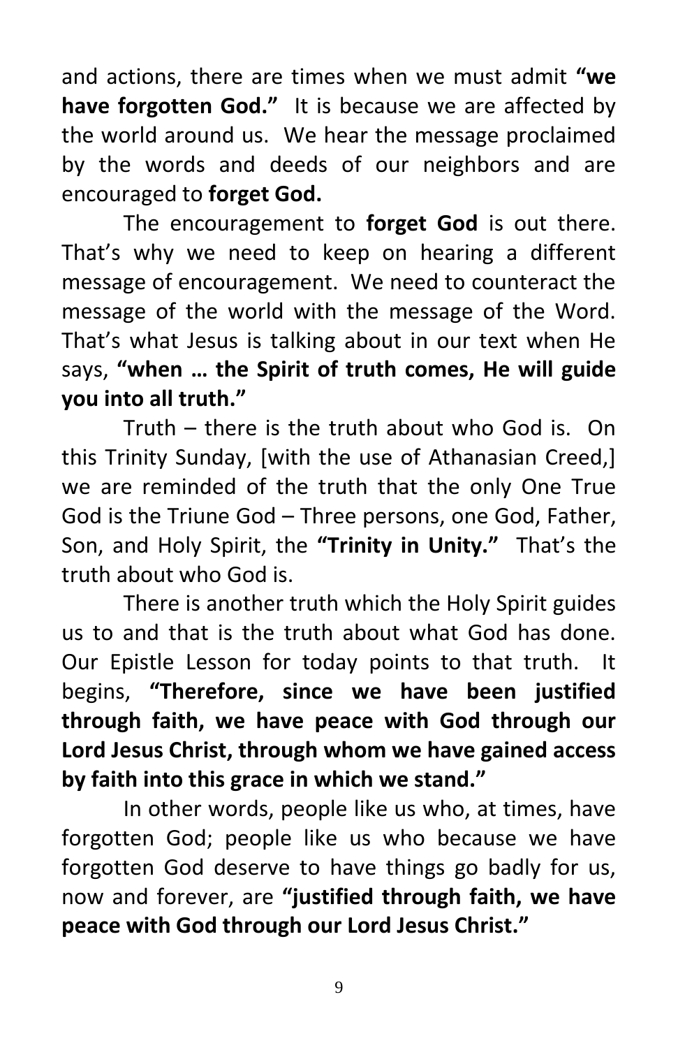and actions, there are times when we must admit **"we have forgotten God."** It is because we are affected by the world around us. We hear the message proclaimed by the words and deeds of our neighbors and are encouraged to **forget God.**

The encouragement to **forget God** is out there. That's why we need to keep on hearing a different message of encouragement. We need to counteract the message of the world with the message of the Word. That's what Jesus is talking about in our text when He says, **"when … the Spirit of truth comes, He will guide you into all truth."**

Truth – there is the truth about who God is. On this Trinity Sunday, [with the use of Athanasian Creed,] we are reminded of the truth that the only One True God is the Triune God – Three persons, one God, Father, Son, and Holy Spirit, the **"Trinity in Unity."** That's the truth about who God is.

There is another truth which the Holy Spirit guides us to and that is the truth about what God has done. Our Epistle Lesson for today points to that truth. It begins, **"Therefore, since we have been justified through faith, we have peace with God through our Lord Jesus Christ, through whom we have gained access by faith into this grace in which we stand."**

In other words, people like us who, at times, have forgotten God; people like us who because we have forgotten God deserve to have things go badly for us, now and forever, are **"justified through faith, we have peace with God through our Lord Jesus Christ."**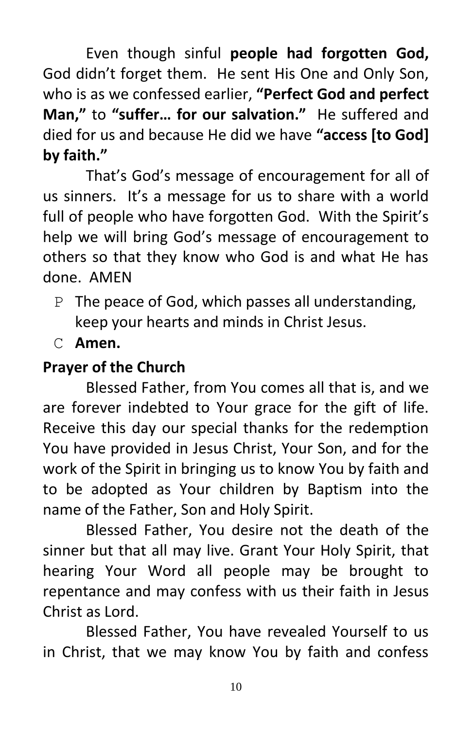Even though sinful **people had forgotten God,** God didn't forget them. He sent His One and Only Son, who is as we confessed earlier, **"Perfect God and perfect Man,"** to **"suffer… for our salvation."** He suffered and died for us and because He did we have **"access [to God] by faith."**

That's God's message of encouragement for all of us sinners. It's a message for us to share with a world full of people who have forgotten God. With the Spirit's help we will bring God's message of encouragement to others so that they know who God is and what He has done. AMEN

P The peace of God, which passes all understanding, keep your hearts and minds in Christ Jesus.

C **Amen.**

**Prayer of the Church**

Blessed Father, from You comes all that is, and we are forever indebted to Your grace for the gift of life. Receive this day our special thanks for the redemption You have provided in Jesus Christ, Your Son, and for the work of the Spirit in bringing us to know You by faith and to be adopted as Your children by Baptism into the name of the Father, Son and Holy Spirit.

Blessed Father, You desire not the death of the sinner but that all may live. Grant Your Holy Spirit, that hearing Your Word all people may be brought to repentance and may confess with us their faith in Jesus Christ as Lord.

Blessed Father, You have revealed Yourself to us in Christ, that we may know You by faith and confess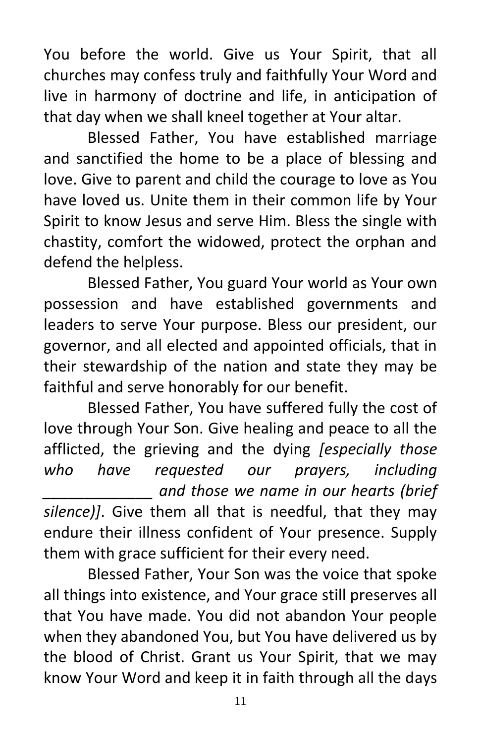You before the world. Give us Your Spirit, that all churches may confess truly and faithfully Your Word and live in harmony of doctrine and life, in anticipation of that day when we shall kneel together at Your altar.

Blessed Father, You have established marriage and sanctified the home to be a place of blessing and love. Give to parent and child the courage to love as You have loved us. Unite them in their common life by Your Spirit to know Jesus and serve Him. Bless the single with chastity, comfort the widowed, protect the orphan and defend the helpless.

Blessed Father, You guard Your world as Your own possession and have established governments and leaders to serve Your purpose. Bless our president, our governor, and all elected and appointed officials, that in their stewardship of the nation and state they may be faithful and serve honorably for our benefit.

Blessed Father, You have suffered fully the cost of love through Your Son. Give healing and peace to all the afflicted, the grieving and the dying *[especially those who have requested our prayers, including _____________ and those we name in our hearts (brief silence)]*. Give them all that is needful, that they may endure their illness confident of Your presence. Supply them with grace sufficient for their every need.

Blessed Father, Your Son was the voice that spoke all things into existence, and Your grace still preserves all that You have made. You did not abandon Your people when they abandoned You, but You have delivered us by the blood of Christ. Grant us Your Spirit, that we may know Your Word and keep it in faith through all the days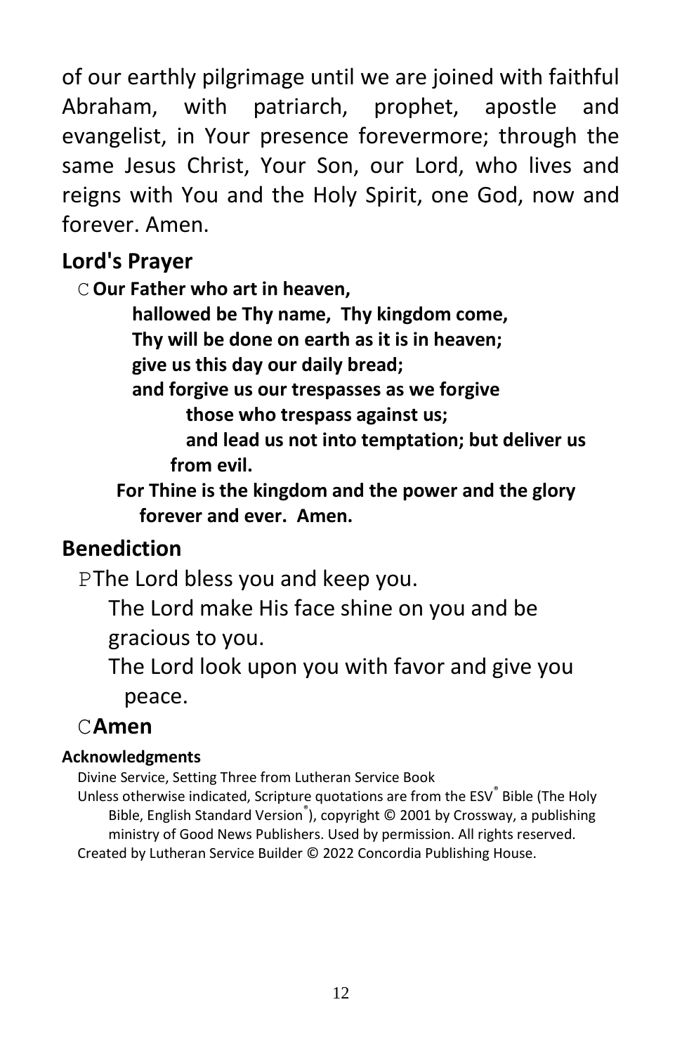of our earthly pilgrimage until we are joined with faithful Abraham, with patriarch, prophet, apostle and evangelist, in Your presence forevermore; through the same Jesus Christ, Your Son, our Lord, who lives and reigns with You and the Holy Spirit, one God, now and forever. Amen.

## Lord's Prayer

C **Our Father who art in heaven,**
**hallowed be Thy name, Thy kingdom come,**
**Thy will be done on earth as it is in heaven;**
**give us this day our daily bread;**
**and forgive us our trespasses as we forgive**
**those who trespass against us;**
**and lead us not into temptation; but deliver us from evil.**
**For Thine is the kingdom and the power and the glory forever and ever. Amen.**

## Benediction

P The Lord bless you and keep you.
The Lord make His face shine on you and be gracious to you.
The Lord look upon you with favor and give you peace.

C **Amen**

**Acknowledgments**

Divine Service, Setting Three from Lutheran Service Book
Unless otherwise indicated, Scripture quotations are from the ESV® Bible (The Holy Bible, English Standard Version®), copyright © 2001 by Crossway, a publishing ministry of Good News Publishers. Used by permission. All rights reserved.
Created by Lutheran Service Builder © 2022 Concordia Publishing House.